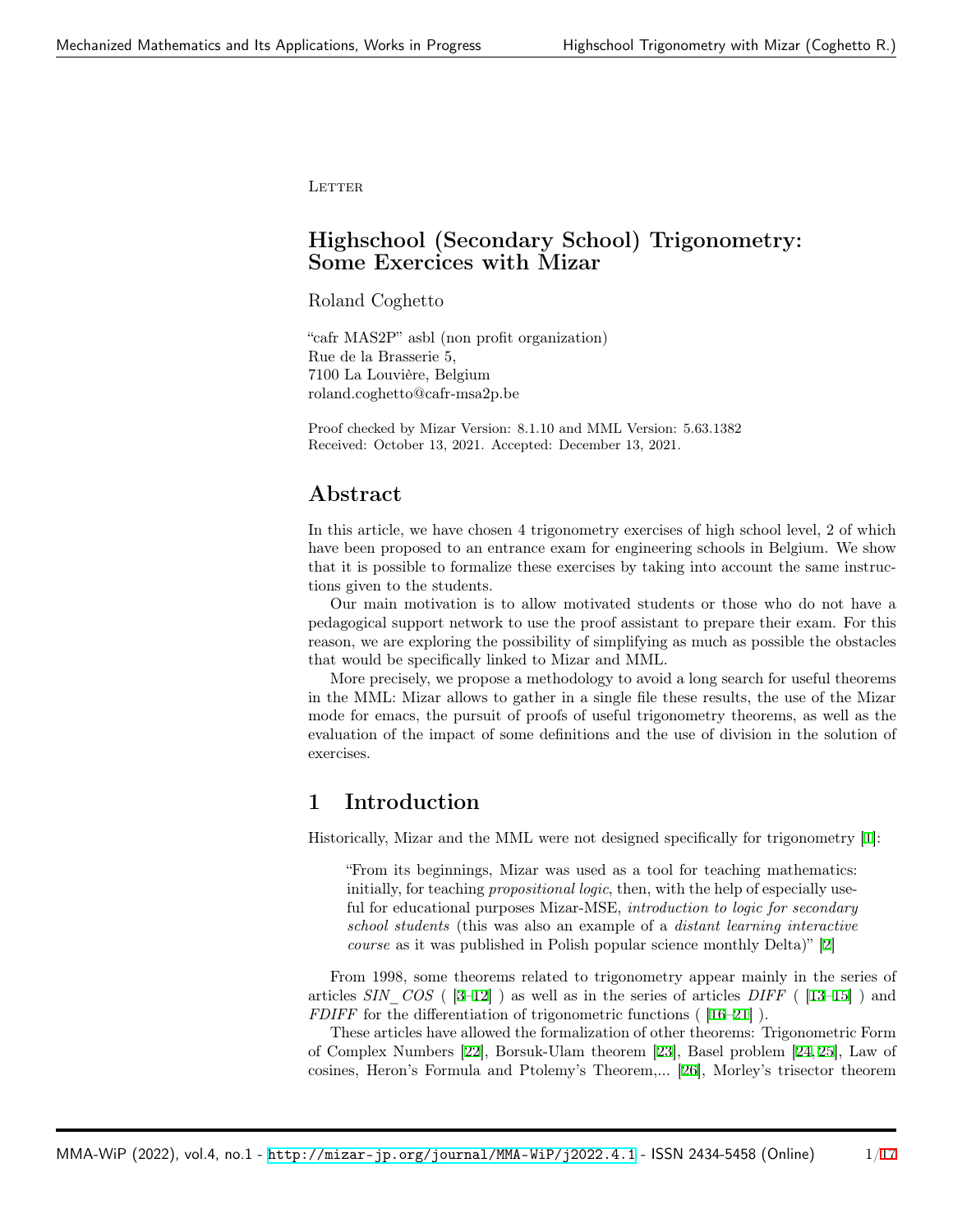Letter

# Highschool (Secondary School) Trigonometry: Some Exercices with Mizar

Roland Coghetto

"cafr MAS2P" asbl (non profit organization)
Rue de la Brasserie 5,
7100 La Louvière, Belgium
roland.coghetto@cafr-msa2p.be

Proof checked by Mizar Version: 8.1.10 and MML Version: 5.63.1382
Received: October 13, 2021. Accepted: December 13, 2021.

## Abstract

In this article, we have chosen 4 trigonometry exercises of high school level, 2 of which have been proposed to an entrance exam for engineering schools in Belgium. We show that it is possible to formalize these exercises by taking into account the same instructions given to the students.

Our main motivation is to allow motivated students or those who do not have a pedagogical support network to use the proof assistant to prepare their exam. For this reason, we are exploring the possibility of simplifying as much as possible the obstacles that would be specifically linked to Mizar and MML.

More precisely, we propose a methodology to avoid a long search for useful theorems in the MML: Mizar allows to gather in a single file these results, the use of the Mizar mode for emacs, the pursuit of proofs of useful trigonometry theorems, as well as the evaluation of the impact of some definitions and the use of division in the solution of exercises.

## 1 Introduction

Historically, Mizar and the MML were not designed specifically for trigonometry [1]:

> "From its beginnings, Mizar was used as a tool for teaching mathematics: initially, for teaching *propositional logic*, then, with the help of especially useful for educational purposes Mizar-MSE, *introduction to logic for secondary school students* (this was also an example of a *distant learning interactive course* as it was published in Polish popular science monthly Delta)" [2]

From 1998, some theorems related to trigonometry appear mainly in the series of articles *SIN_COS* ( [3–12] ) as well as in the series of articles *DIFF* ( [13–15] ) and *FDIFF* for the differentiation of trigonometric functions ( [16–21] ).

These articles have allowed the formalization of other theorems: Trigonometric Form of Complex Numbers [22], Borsuk-Ulam theorem [23], Basel problem [24,25], Law of cosines, Heron's Formula and Ptolemy's Theorem,... [26], Morley's trisector theorem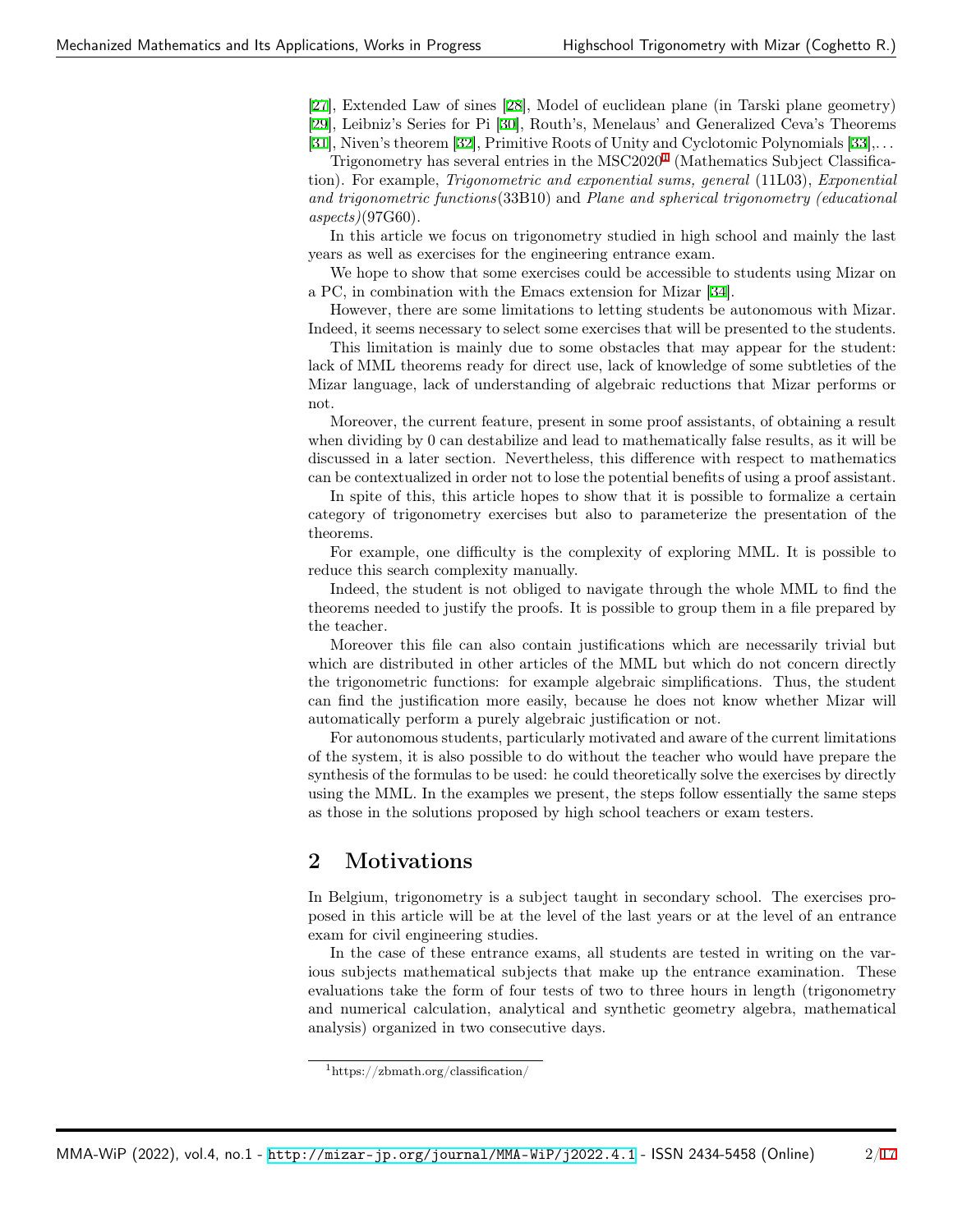[27], Extended Law of sines [28], Model of euclidean plane (in Tarski plane geometry) [29], Leibniz's Series for Pi [30], Routh's, Menelaus' and Generalized Ceva's Theorems [31], Niven's theorem [32], Primitive Roots of Unity and Cyclotomic Polynomials [33],...

Trigonometry has several entries in the MSC2020[1] (Mathematics Subject Classification). For example, *Trigonometric and exponential sums, general* (11L03), *Exponential and trigonometric functions*(33B10) and *Plane and spherical trigonometry (educational aspects)*(97G60).

In this article we focus on trigonometry studied in high school and mainly the last years as well as exercises for the engineering entrance exam.

We hope to show that some exercises could be accessible to students using Mizar on a PC, in combination with the Emacs extension for Mizar [34].

However, there are some limitations to letting students be autonomous with Mizar. Indeed, it seems necessary to select some exercises that will be presented to the students.

This limitation is mainly due to some obstacles that may appear for the student: lack of MML theorems ready for direct use, lack of knowledge of some subtleties of the Mizar language, lack of understanding of algebraic reductions that Mizar performs or not.

Moreover, the current feature, present in some proof assistants, of obtaining a result when dividing by 0 can destabilize and lead to mathematically false results, as it will be discussed in a later section. Nevertheless, this difference with respect to mathematics can be contextualized in order not to lose the potential benefits of using a proof assistant.

In spite of this, this article hopes to show that it is possible to formalize a certain category of trigonometry exercises but also to parameterize the presentation of the theorems.

For example, one difficulty is the complexity of exploring MML. It is possible to reduce this search complexity manually.

Indeed, the student is not obliged to navigate through the whole MML to find the theorems needed to justify the proofs. It is possible to group them in a file prepared by the teacher.

Moreover this file can also contain justifications which are necessarily trivial but which are distributed in other articles of the MML but which do not concern directly the trigonometric functions: for example algebraic simplifications. Thus, the student can find the justification more easily, because he does not know whether Mizar will automatically perform a purely algebraic justification or not.

For autonomous students, particularly motivated and aware of the current limitations of the system, it is also possible to do without the teacher who would have prepare the synthesis of the formulas to be used: he could theoretically solve the exercises by directly using the MML. In the examples we present, the steps follow essentially the same steps as those in the solutions proposed by high school teachers or exam testers.

## 2 Motivations

In Belgium, trigonometry is a subject taught in secondary school. The exercises proposed in this article will be at the level of the last years or at the level of an entrance exam for civil engineering studies.

In the case of these entrance exams, all students are tested in writing on the various subjects mathematical subjects that make up the entrance examination. These evaluations take the form of four tests of two to three hours in length (trigonometry and numerical calculation, analytical and synthetic geometry algebra, mathematical analysis) organized in two consecutive days.

[1] https://zbmath.org/classification/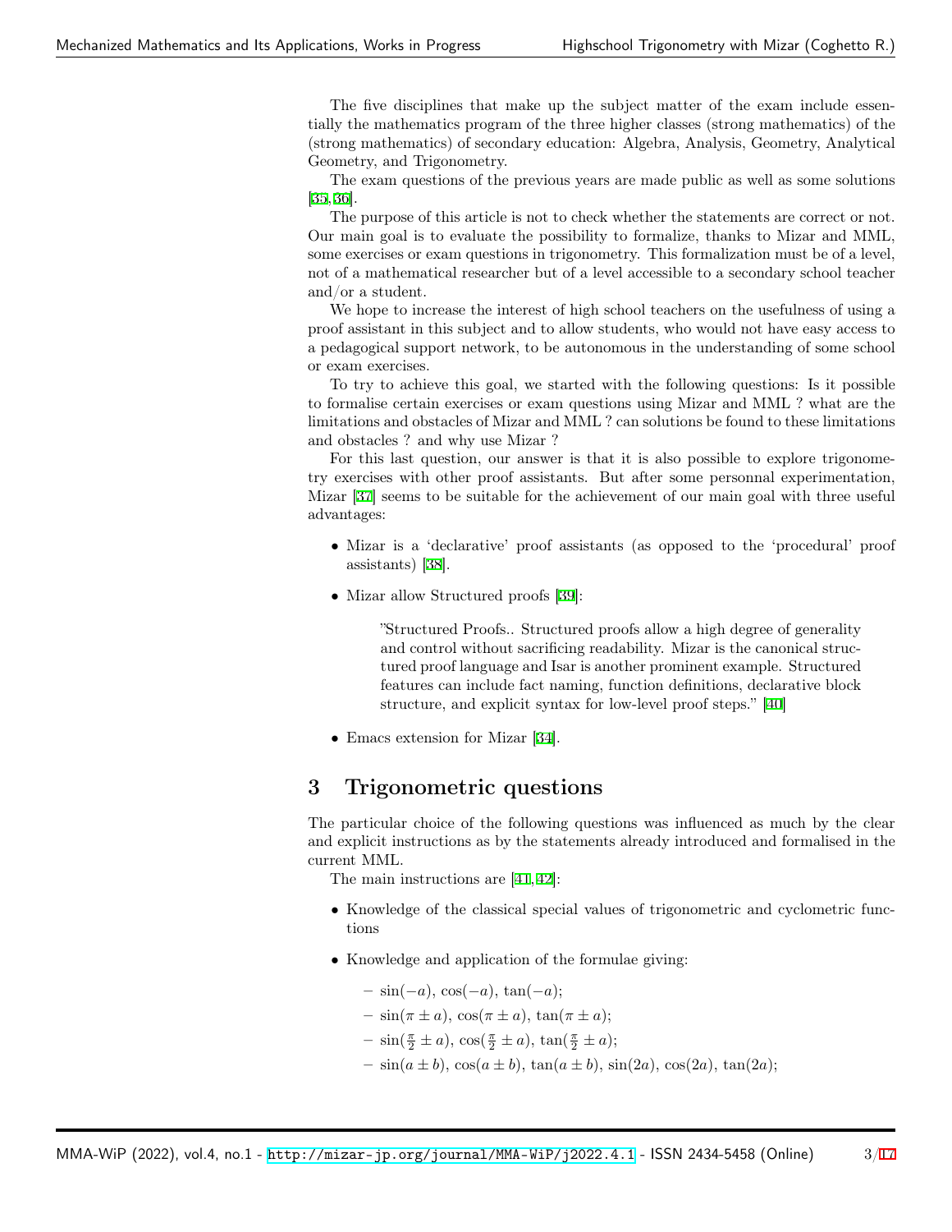The five disciplines that make up the subject matter of the exam include essentially the mathematics program of the three higher classes (strong mathematics) of the (strong mathematics) of secondary education: Algebra, Analysis, Geometry, Analytical Geometry, and Trigonometry.

The exam questions of the previous years are made public as well as some solutions [35, 36].

The purpose of this article is not to check whether the statements are correct or not. Our main goal is to evaluate the possibility to formalize, thanks to Mizar and MML, some exercises or exam questions in trigonometry. This formalization must be of a level, not of a mathematical researcher but of a level accessible to a secondary school teacher and/or a student.

We hope to increase the interest of high school teachers on the usefulness of using a proof assistant in this subject and to allow students, who would not have easy access to a pedagogical support network, to be autonomous in the understanding of some school or exam exercises.

To try to achieve this goal, we started with the following questions: Is it possible to formalise certain exercises or exam questions using Mizar and MML ? what are the limitations and obstacles of Mizar and MML ? can solutions be found to these limitations and obstacles ? and why use Mizar ?

For this last question, our answer is that it is also possible to explore trigonometry exercises with other proof assistants. But after some personnal experimentation, Mizar [37] seems to be suitable for the achievement of our main goal with three useful advantages:

- Mizar is a 'declarative' proof assistants (as opposed to the 'procedural' proof assistants) [38].
- Mizar allow Structured proofs [39]:

  > "Structured Proofs.. Structured proofs allow a high degree of generality and control without sacrificing readability. Mizar is the canonical structured proof language and Isar is another prominent example. Structured features can include fact naming, function definitions, declarative block structure, and explicit syntax for low-level proof steps." [40]

- Emacs extension for Mizar [34].

## 3 Trigonometric questions

The particular choice of the following questions was influenced as much by the clear and explicit instructions as by the statements already introduced and formalised in the current MML.

The main instructions are [41, 42]:

- Knowledge of the classical special values of trigonometric and cyclometric functions
- Knowledge and application of the formulae giving:
  - $\sin(-a)$, $\cos(-a)$, $\tan(-a)$;
  - $\sin(\pi \pm a)$, $\cos(\pi \pm a)$, $\tan(\pi \pm a)$;
  - $\sin(\frac{\pi}{2} \pm a)$, $\cos(\frac{\pi}{2} \pm a)$, $\tan(\frac{\pi}{2} \pm a)$;
  - $\sin(a \pm b)$, $\cos(a \pm b)$, $\tan(a \pm b)$, $\sin(2a)$, $\cos(2a)$, $\tan(2a)$;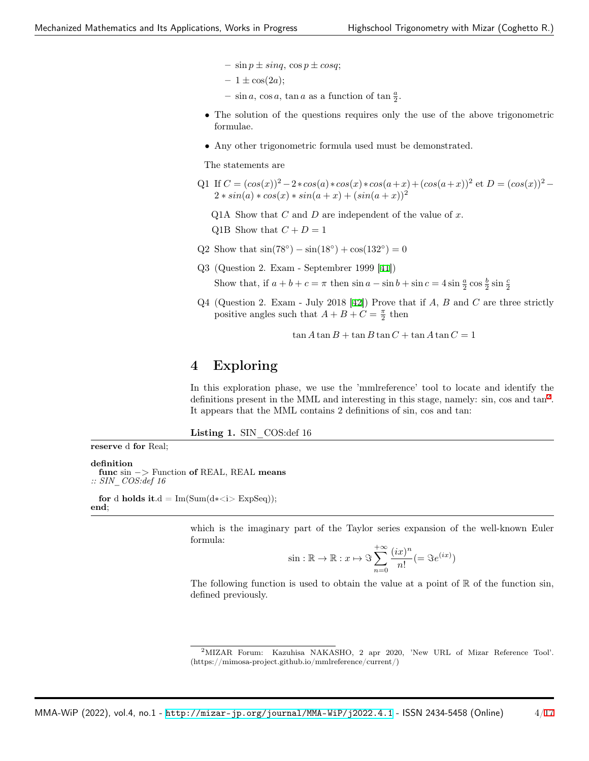- $\sin p \pm sinq$, $\cos p \pm cosq$;
  - $1 \pm \cos(2a)$;
  - $\sin a$, $\cos a$, $\tan a$ as a function of $\tan \frac{a}{2}$.

- The solution of the questions requires only the use of the above trigonometric formulae.
- Any other trigonometric formula used must be demonstrated.

The statements are

Q1 If $C = (cos(x))^2 - 2 * cos(a) * cos(x) * cos(a + x) + (cos(a + x))^2$ et $D = (cos(x))^2 - 2 * sin(a) * cos(x) * sin(a + x) + (sin(a + x))^2$

Q1A Show that $C$ and $D$ are independent of the value of $x$.

Q1B Show that $C + D = 1$

Q2 Show that $\sin(78°) - \sin(18°) + \cos(132°) = 0$

Q3 (Question 2. Exam - Septembrer 1999 [41])
Show that, if $a + b + c = \pi$ then $\sin a - \sin b + \sin c = 4 \sin \frac{a}{2} \cos \frac{b}{2} \sin \frac{c}{2}$

Q4 (Question 2. Exam - July 2018 [42]) Prove that if $A$, $B$ and $C$ are three strictly positive angles such that $A + B + C = \frac{\pi}{2}$ then

$$\tan A \tan B + \tan B \tan C + \tan A \tan C = 1$$

# 4 Exploring

In this exploration phase, we use the 'mmlreference' tool to locate and identify the definitions present in the MML and interesting in this stage, namely: sin, cos and tan[2]. It appears that the MML contains 2 definitions of sin, cos and tan:

**Listing 1.** SIN_COS:def 16

```
reserve d for Real;

definition
  func sin -> Function of REAL, REAL means
:: SIN_COS:def 16

  for d holds it.d = Im(Sum(d*<i> ExpSeq));
end;
```

which is the imaginary part of the Taylor series expansion of the well-known Euler formula:

$$\sin : \mathbb{R} \to \mathbb{R} : x \mapsto \Im \sum_{n=0}^{+\infty} \frac{(ix)^n}{n!} (= \Im e^{(ix)})$$

The following function is used to obtain the value at a point of $\mathbb{R}$ of the function sin, defined previously.

[2] MIZAR Forum: Kazuhisa NAKASHO, 2 apr 2020, 'New URL of Mizar Reference Tool'. (https://mimosa-project.github.io/mmlreference/current/)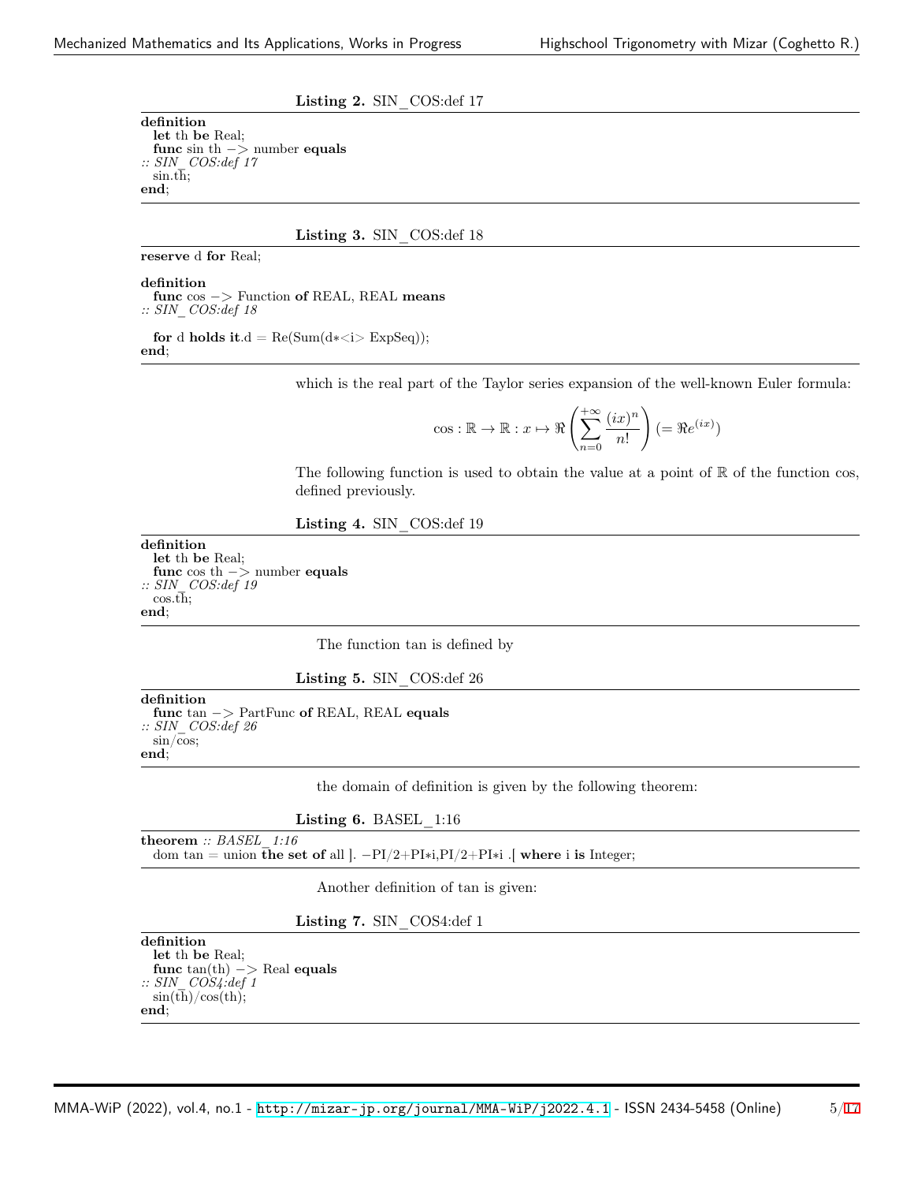**Listing 2.** SIN_COS:def 17

```
definition
  let th be Real;
  func sin th -> number equals
:: SIN_COS:def 17
  sin.th;
end;
```

**Listing 3.** SIN_COS:def 18

```
reserve d for Real;

definition
  func cos -> Function of REAL, REAL means
:: SIN_COS:def 18

  for d holds it.d = Re(Sum(d*<i> ExpSeq));
end;
```

which is the real part of the Taylor series expansion of the well-known Euler formula:

$$\cos : \mathbb{R} \to \mathbb{R} : x \mapsto \Re\left(\sum_{n=0}^{+\infty} \frac{(ix)^n}{n!}\right) (= \Re e^{(ix)})$$

The following function is used to obtain the value at a point of $\mathbb{R}$ of the function cos, defined previously.

**Listing 4.** SIN_COS:def 19

```
definition
  let th be Real;
  func cos th -> number equals
:: SIN_COS:def 19
  cos.th;
end;
```

The function tan is defined by

**Listing 5.** SIN_COS:def 26

```
definition
  func tan -> PartFunc of REAL, REAL equals
:: SIN_COS:def 26
  sin/cos;
end;
```

the domain of definition is given by the following theorem:

**Listing 6.** BASEL_1:16

```
theorem :: BASEL_1:16
  dom tan = union the set of all ]. -PI/2+PI*i,PI/2+PI*i .[ where i is Integer;
```

Another definition of tan is given:

**Listing 7.** SIN_COS4:def 1

```
definition
  let th be Real;
  func tan(th) -> Real equals
:: SIN_COS4:def 1
  sin(th)/cos(th);
end;
```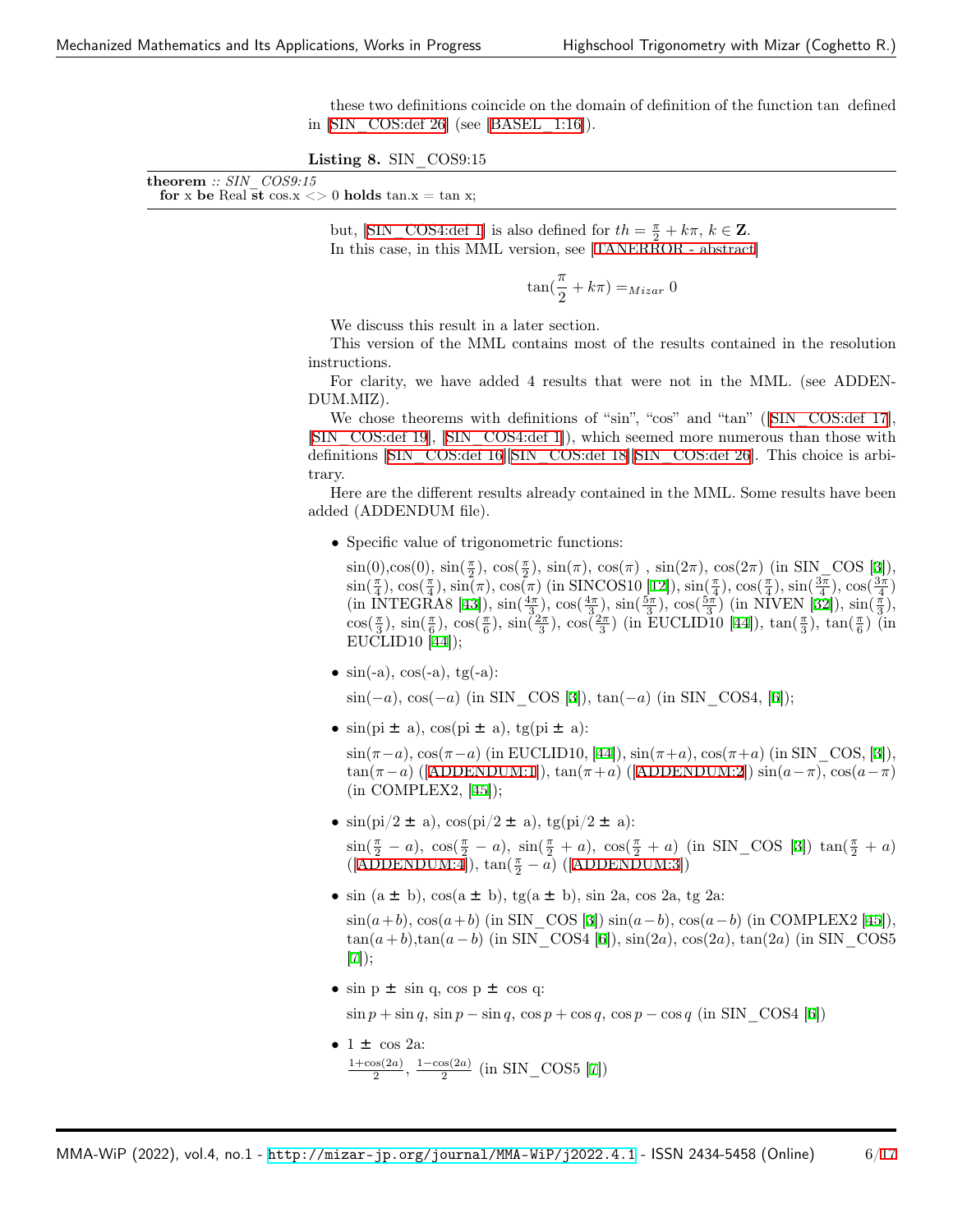these two definitions coincide on the domain of definition of the function tan defined in [SIN_COS:def 26] (see [BASEL_1:16]).

**Listing 8.** SIN_COS9:15

```
theorem :: SIN_COS9:15
  for x be Real st cos.x <> 0 holds tan.x = tan x;
```

but, [SIN_COS4:def 1] is also defined for $th = \frac{\pi}{2} + k\pi$, $k \in \mathbf{Z}$.
In this case, in this MML version, see [TANERROR - abstract]

$$\tan(\frac{\pi}{2} + k\pi) =_{Mizar} 0$$

We discuss this result in a later section.

This version of the MML contains most of the results contained in the resolution instructions.

For clarity, we have added 4 results that were not in the MML. (see ADDENDUM.MIZ).

We chose theorems with definitions of "sin", "cos" and "tan" ([SIN_COS:def 17], [SIN_COS:def 19], [SIN_COS4:def 1]), which seemed more numerous than those with definitions [SIN_COS:def 16][SIN_COS:def 18][SIN_COS:def 26]. This choice is arbitrary.

Here are the different results already contained in the MML. Some results have been added (ADDENDUM file).

- Specific value of trigonometric functions:

  $\sin(0)$, $\cos(0)$, $\sin(\frac{\pi}{2})$, $\cos(\frac{\pi}{2})$, $\sin(\pi)$, $\cos(\pi)$ , $\sin(2\pi)$, $\cos(2\pi)$ (in SIN_COS [3]), $\sin(\frac{\pi}{4})$, $\cos(\frac{\pi}{4})$, $\sin(\pi)$, $\cos(\pi)$ (in SINCOS10 [12]), $\sin(\frac{\pi}{4})$, $\cos(\frac{\pi}{4})$, $\sin(\frac{3\pi}{4})$, $\cos(\frac{3\pi}{4})$ (in INTEGRA8 [43]), $\sin(\frac{4\pi}{3})$, $\cos(\frac{4\pi}{3})$, $\sin(\frac{5\pi}{3})$, $\cos(\frac{5\pi}{3})$ (in NIVEN [32]), $\sin(\frac{\pi}{3})$, $\cos(\frac{\pi}{3})$, $\sin(\frac{\pi}{6})$, $\cos(\frac{\pi}{6})$, $\sin(\frac{2\pi}{3})$, $\cos(\frac{2\pi}{3})$ (in EUCLID10 [44]), $\tan(\frac{\pi}{3})$, $\tan(\frac{\pi}{6})$ (in EUCLID10 [44]);

- sin(-a), cos(-a), tg(-a):

  $\sin(-a)$, $\cos(-a)$ (in SIN_COS [3]), $\tan(-a)$ (in SIN_COS4, [6]);

- sin(pi ± a), cos(pi ± a), tg(pi ± a):

  $\sin(\pi-a)$, $\cos(\pi-a)$ (in EUCLID10, [44]), $\sin(\pi+a)$, $\cos(\pi+a)$ (in SIN_COS, [3]), $\tan(\pi-a)$ ([ADDENDUM:1]), $\tan(\pi+a)$ ([ADDENDUM:2]) $\sin(a-\pi)$, $\cos(a-\pi)$ (in COMPLEX2, [45]);

- sin(pi/2 ± a), cos(pi/2 ± a), tg(pi/2 ± a):

  $\sin(\frac{\pi}{2}-a)$, $\cos(\frac{\pi}{2}-a)$, $\sin(\frac{\pi}{2}+a)$, $\cos(\frac{\pi}{2}+a)$ (in SIN_COS [3]) $\tan(\frac{\pi}{2}+a)$ ([ADDENDUM:4]), $\tan(\frac{\pi}{2}-a)$ ([ADDENDUM:3])

- sin (a ± b), cos(a ± b), tg(a ± b), sin 2a, cos 2a, tg 2a:

  $\sin(a+b)$, $\cos(a+b)$ (in SIN_COS [3]) $\sin(a-b)$, $\cos(a-b)$ (in COMPLEX2 [45]), $\tan(a+b)$,$\tan(a-b)$ (in SIN_COS4 [6]), $\sin(2a)$, $\cos(2a)$, $\tan(2a)$ (in SIN_COS5 [7]);

- sin p ± sin q, cos p ± cos q:

  $\sin p + \sin q$, $\sin p - \sin q$, $\cos p + \cos q$, $\cos p - \cos q$ (in SIN_COS4 [6])

- 1 ± cos 2a:

  $\frac{1+\cos(2a)}{2}$, $\frac{1-\cos(2a)}{2}$ (in SIN_COS5 [7])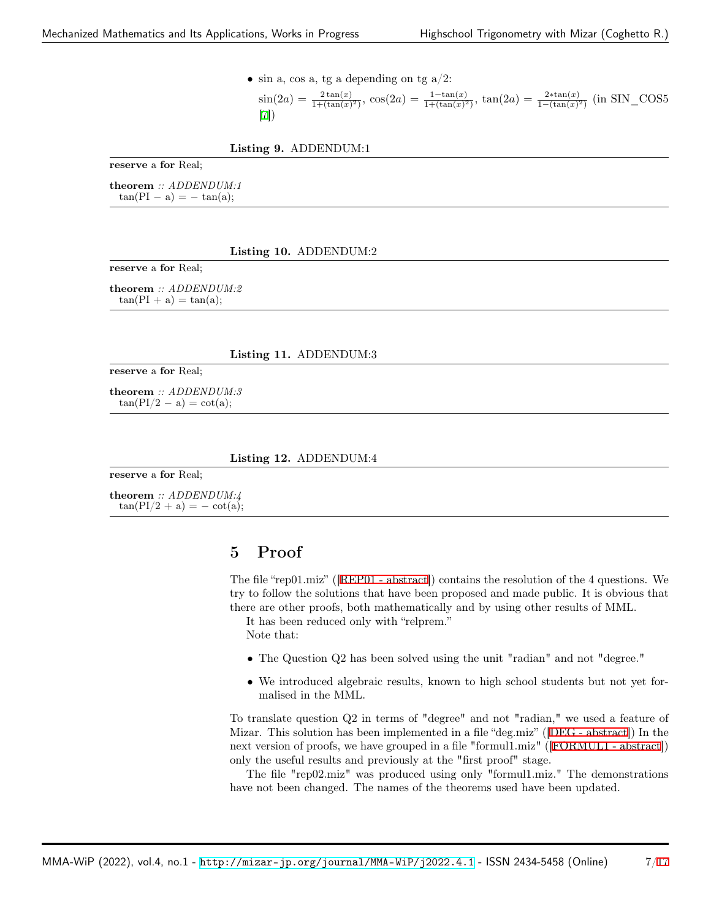- sin a, cos a, tg a depending on tg a/2:
  $\sin(2a) = \frac{2\tan(x)}{1+(\tan(x)^2)}$, $\cos(2a) = \frac{1-\tan(x)}{1+(\tan(x)^2)}$, $\tan(2a) = \frac{2*\tan(x)}{1-(\tan(x)^2)}$ (in SIN_COS5 [7])

**Listing 9.** ADDENDUM:1

```
reserve a for Real;

theorem :: ADDENDUM:1
  tan(PI − a) = − tan(a);
```

**Listing 10.** ADDENDUM:2

```
reserve a for Real;

theorem :: ADDENDUM:2
  tan(PI + a) = tan(a);
```

**Listing 11.** ADDENDUM:3

```
reserve a for Real;

theorem :: ADDENDUM:3
  tan(PI/2 − a) = cot(a);
```

**Listing 12.** ADDENDUM:4

```
reserve a for Real;

theorem :: ADDENDUM:4
  tan(PI/2 + a) = − cot(a);
```

## 5 Proof

The file “rep01.miz” ([REP01 - abstract]) contains the resolution of the 4 questions. We try to follow the solutions that have been proposed and made public. It is obvious that there are other proofs, both mathematically and by using other results of MML.

It has been reduced only with “relprem.”

Note that:

- The Question Q2 has been solved using the unit "radian" and not "degree."
- We introduced algebraic results, known to high school students but not yet formalised in the MML.

To translate question Q2 in terms of "degree" and not "radian," we used a feature of Mizar. This solution has been implemented in a file “deg.miz” ([DEG - abstract]) In the next version of proofs, we have grouped in a file "formul1.miz" ([FORMUL1 - abstract]) only the useful results and previously at the "first proof" stage.

The file "rep02.miz" was produced using only "formul1.miz." The demonstrations have not been changed. The names of the theorems used have been updated.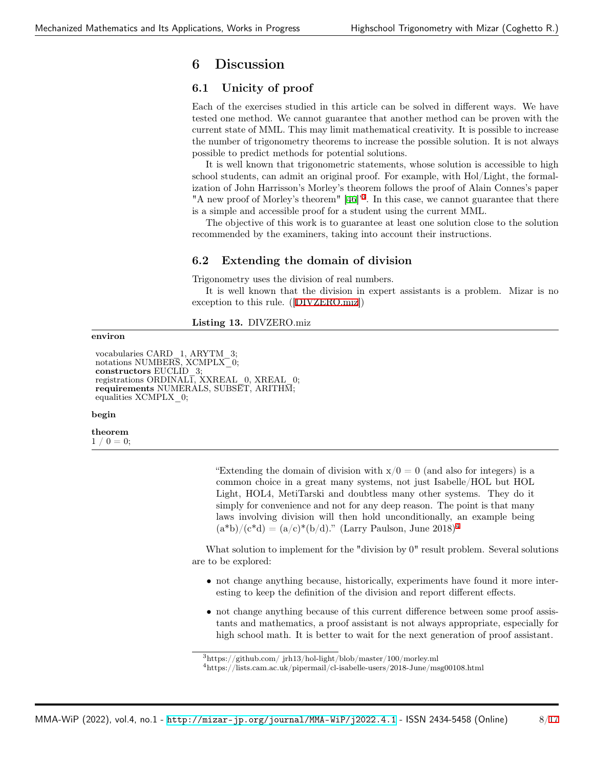## 6 Discussion

### 6.1 Unicity of proof

Each of the exercises studied in this article can be solved in different ways. We have tested one method. We cannot guarantee that another method can be proven with the current state of MML. This may limit mathematical creativity. It is possible to increase the number of trigonometry theorems to increase the possible solution. It is not always possible to predict methods for potential solutions.

It is well known that trigonometric statements, whose solution is accessible to high school students, can admit an original proof. For example, with Hol/Light, the formalization of John Harrisson's Morley's theorem follows the proof of Alain Connes's paper "A new proof of Morley's theorem" [46]"[3]. In this case, we cannot guarantee that there is a simple and accessible proof for a student using the current MML.

The objective of this work is to guarantee at least one solution close to the solution recommended by the examiners, taking into account their instructions.

### 6.2 Extending the domain of division

Trigonometry uses the division of real numbers.

It is well known that the division in expert assistants is a problem. Mizar is no exception to this rule. ([DIVZERO.miz])

**Listing 13.** DIVZERO.miz

```
environ

 vocabularies CARD_1, ARYTM_3;
 notations NUMBERS, XCMPLX_0;
 constructors EUCLID_3;
 registrations ORDINAL1, XXREAL_0, XREAL_0;
 requirements NUMERALS, SUBSET, ARITHM;
 equalities XCMPLX_0;

begin

theorem
1 / 0 = 0;
```

> "Extending the domain of division with x/0 = 0 (and also for integers) is a common choice in a great many systems, not just Isabelle/HOL but HOL Light, HOL4, MetiTarski and doubtless many other systems. They do it simply for convenience and not for any deep reason. The point is that many laws involving division will then hold unconditionally, an example being (a*b)/(c*d) = (a/c)*(b/d)." (Larry Paulson, June 2018)[4]

What solution to implement for the "division by 0" result problem. Several solutions are to be explored:

- not change anything because, historically, experiments have found it more interesting to keep the definition of the division and report different effects.
- not change anything because of this current difference between some proof assistants and mathematics, a proof assistant is not always appropriate, especially for high school math. It is better to wait for the next generation of proof assistant.

[3] https://github.com/ jrh13/hol-light/blob/master/100/morley.ml

[4] https://lists.cam.ac.uk/pipermail/cl-isabelle-users/2018-June/msg00108.html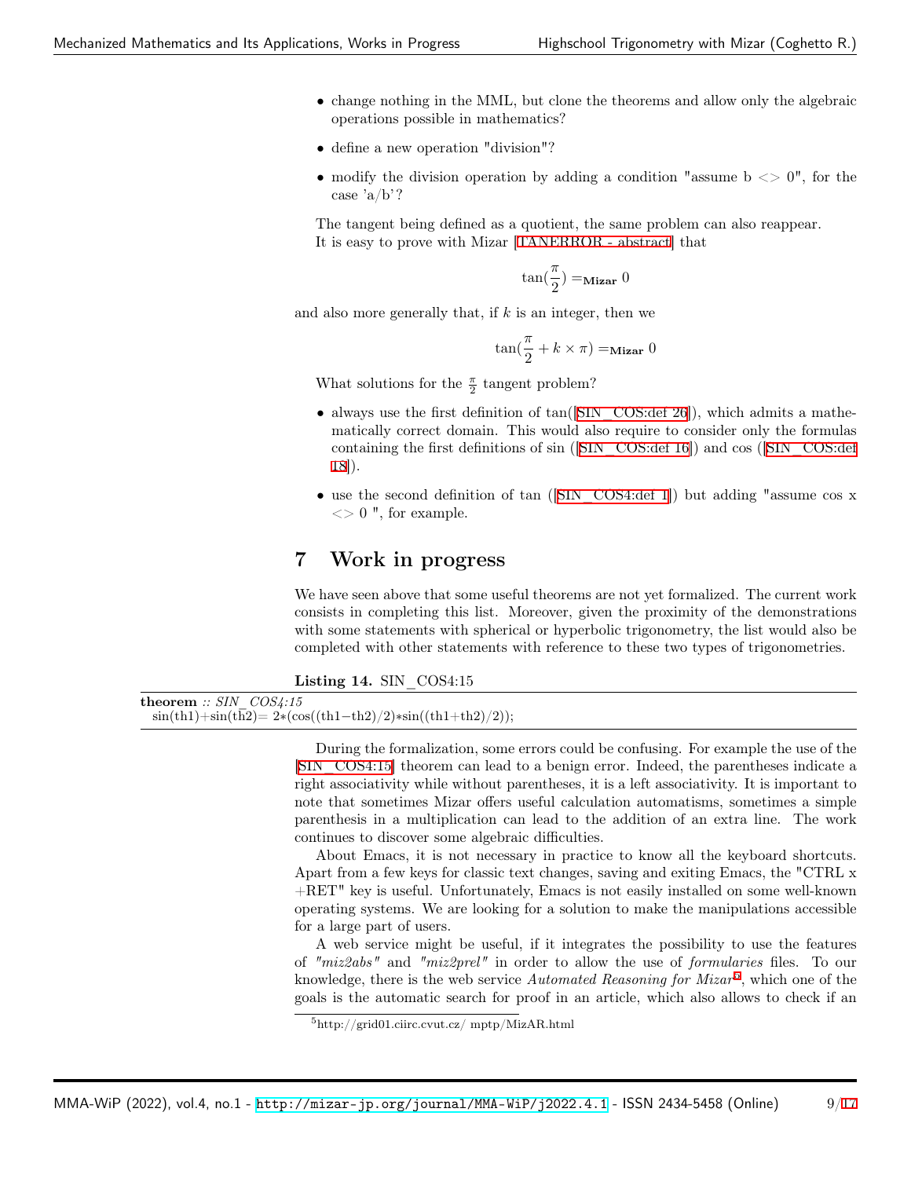- change nothing in the MML, but clone the theorems and allow only the algebraic operations possible in mathematics?
- define a new operation "division"?
- modify the division operation by adding a condition "assume b <> 0", for the case 'a/b'?

The tangent being defined as a quotient, the same problem can also reappear.
It is easy to prove with Mizar [TANERROR - abstract] that

$$\tan(\frac{\pi}{2}) =_{\mathbf{Mizar}} 0$$

and also more generally that, if $k$ is an integer, then we

$$\tan(\frac{\pi}{2} + k \times \pi) =_{\mathbf{Mizar}} 0$$

What solutions for the $\frac{\pi}{2}$ tangent problem?

- always use the first definition of tan([SIN_COS:def 26]), which admits a mathematically correct domain. This would also require to consider only the formulas containing the first definitions of sin ([SIN_COS:def 16]) and cos ([SIN_COS:def 18]).
- use the second definition of tan ([SIN_COS4:def 1]) but adding "assume cos x <> 0 ", for example.

# 7 Work in progress

We have seen above that some useful theorems are not yet formalized. The current work consists in completing this list. Moreover, given the proximity of the demonstrations with some statements with spherical or hyperbolic trigonometry, the list would also be completed with other statements with reference to these two types of trigonometries.

**Listing 14.** SIN_COS4:15

```
theorem :: SIN_COS4:15
  sin(th1)+sin(th2)= 2*(cos((th1−th2)/2)*sin((th1+th2)/2));
```

During the formalization, some errors could be confusing. For example the use of the [SIN_COS4:15] theorem can lead to a benign error. Indeed, the parentheses indicate a right associativity while without parentheses, it is a left associativity. It is important to note that sometimes Mizar offers useful calculation automatisms, sometimes a simple parenthesis in a multiplication can lead to the addition of an extra line. The work continues to discover some algebraic difficulties.

About Emacs, it is not necessary in practice to know all the keyboard shortcuts. Apart from a few keys for classic text changes, saving and exiting Emacs, the "CTRL x +RET" key is useful. Unfortunately, Emacs is not easily installed on some well-known operating systems. We are looking for a solution to make the manipulations accessible for a large part of users.

A web service might be useful, if it integrates the possibility to use the features of *"miz2abs"* and *"miz2prel"* in order to allow the use of *formularies* files. To our knowledge, there is the web service *Automated Reasoning for Mizar*[5], which one of the goals is the automatic search for proof in an article, which also allows to check if an

[5] http://grid01.ciirc.cvut.cz/ mptp/MizAR.html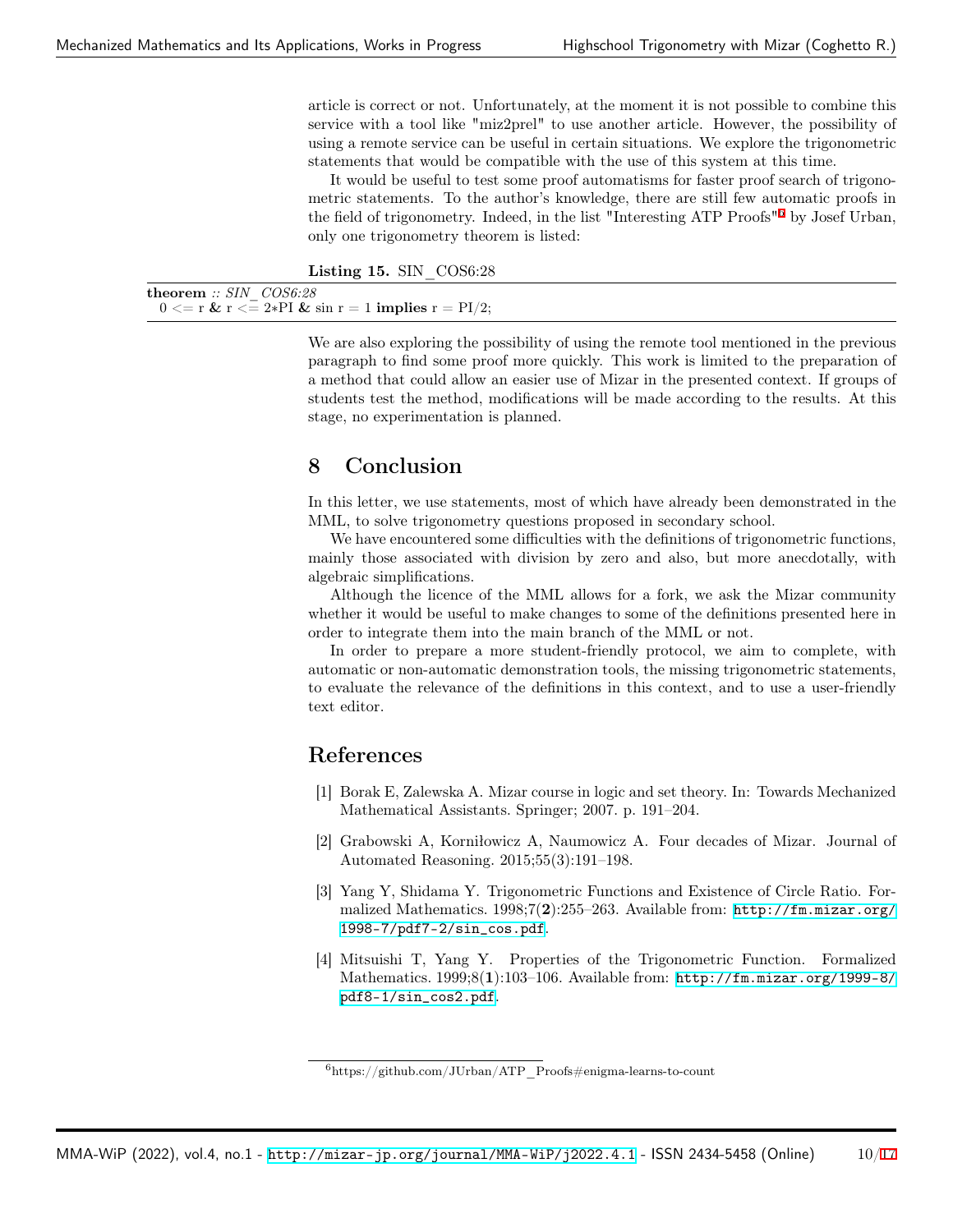article is correct or not. Unfortunately, at the moment it is not possible to combine this service with a tool like "miz2prel" to use another article. However, the possibility of using a remote service can be useful in certain situations. We explore the trigonometric statements that would be compatible with the use of this system at this time.

It would be useful to test some proof automatisms for faster proof search of trigonometric statements. To the author's knowledge, there are still few automatic proofs in the field of trigonometry. Indeed, in the list "Interesting ATP Proofs"[6] by Josef Urban, only one trigonometry theorem is listed:

**Listing 15.** SIN_COS6:28

```
theorem :: SIN_COS6:28
  0 <= r & r <= 2*PI & sin r = 1 implies r = PI/2;
```

We are also exploring the possibility of using the remote tool mentioned in the previous paragraph to find some proof more quickly. This work is limited to the preparation of a method that could allow an easier use of Mizar in the presented context. If groups of students test the method, modifications will be made according to the results. At this stage, no experimentation is planned.

## 8 Conclusion

In this letter, we use statements, most of which have already been demonstrated in the MML, to solve trigonometry questions proposed in secondary school.

We have encountered some difficulties with the definitions of trigonometric functions, mainly those associated with division by zero and also, but more anecdotally, with algebraic simplifications.

Although the licence of the MML allows for a fork, we ask the Mizar community whether it would be useful to make changes to some of the definitions presented here in order to integrate them into the main branch of the MML or not.

In order to prepare a more student-friendly protocol, we aim to complete, with automatic or non-automatic demonstration tools, the missing trigonometric statements, to evaluate the relevance of the definitions in this context, and to use a user-friendly text editor.

## References

[1] Borak E, Zalewska A. Mizar course in logic and set theory. In: Towards Mechanized Mathematical Assistants. Springer; 2007. p. 191–204.

[2] Grabowski A, Korniłowicz A, Naumowicz A. Four decades of Mizar. Journal of Automated Reasoning. 2015;55(3):191–198.

[3] Yang Y, Shidama Y. Trigonometric Functions and Existence of Circle Ratio. Formalized Mathematics. 1998;7(**2**):255–263. Available from: http://fm.mizar.org/1998-7/pdf7-2/sin_cos.pdf.

[4] Mitsuishi T, Yang Y. Properties of the Trigonometric Function. Formalized Mathematics. 1999;8(**1**):103–106. Available from: http://fm.mizar.org/1999-8/pdf8-1/sin_cos2.pdf.

[6] https://github.com/JUrban/ATP_Proofs#enigma-learns-to-count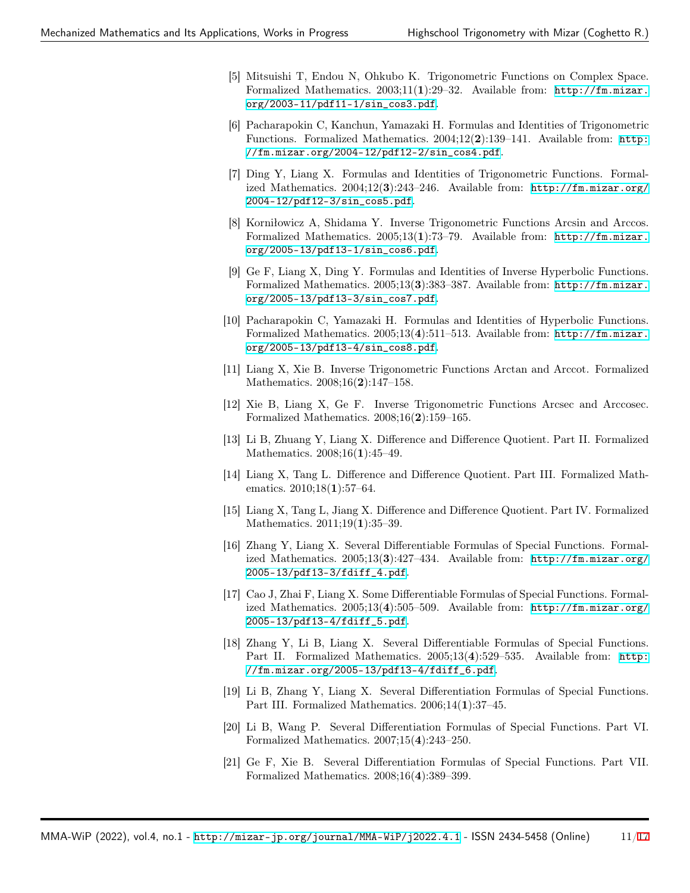[5] Mitsuishi T, Endou N, Ohkubo K. Trigonometric Functions on Complex Space. Formalized Mathematics. 2003;11(**1**):29–32. Available from: http://fm.mizar.org/2003-11/pdf11-1/sin_cos3.pdf.

[6] Pacharapokin C, Kanchun, Yamazaki H. Formulas and Identities of Trigonometric Functions. Formalized Mathematics. 2004;12(**2**):139–141. Available from: http://fm.mizar.org/2004-12/pdf12-2/sin_cos4.pdf.

[7] Ding Y, Liang X. Formulas and Identities of Trigonometric Functions. Formalized Mathematics. 2004;12(**3**):243–246. Available from: http://fm.mizar.org/2004-12/pdf12-3/sin_cos5.pdf.

[8] Korniłowicz A, Shidama Y. Inverse Trigonometric Functions Arcsin and Arccos. Formalized Mathematics. 2005;13(**1**):73–79. Available from: http://fm.mizar.org/2005-13/pdf13-1/sin_cos6.pdf.

[9] Ge F, Liang X, Ding Y. Formulas and Identities of Inverse Hyperbolic Functions. Formalized Mathematics. 2005;13(**3**):383–387. Available from: http://fm.mizar.org/2005-13/pdf13-3/sin_cos7.pdf.

[10] Pacharapokin C, Yamazaki H. Formulas and Identities of Hyperbolic Functions. Formalized Mathematics. 2005;13(**4**):511–513. Available from: http://fm.mizar.org/2005-13/pdf13-4/sin_cos8.pdf.

[11] Liang X, Xie B. Inverse Trigonometric Functions Arctan and Arccot. Formalized Mathematics. 2008;16(**2**):147–158.

[12] Xie B, Liang X, Ge F. Inverse Trigonometric Functions Arcsec and Arccosec. Formalized Mathematics. 2008;16(**2**):159–165.

[13] Li B, Zhuang Y, Liang X. Difference and Difference Quotient. Part II. Formalized Mathematics. 2008;16(**1**):45–49.

[14] Liang X, Tang L. Difference and Difference Quotient. Part III. Formalized Mathematics. 2010;18(**1**):57–64.

[15] Liang X, Tang L, Jiang X. Difference and Difference Quotient. Part IV. Formalized Mathematics. 2011;19(**1**):35–39.

[16] Zhang Y, Liang X. Several Differentiable Formulas of Special Functions. Formalized Mathematics. 2005;13(**3**):427–434. Available from: http://fm.mizar.org/2005-13/pdf13-3/fdiff_4.pdf.

[17] Cao J, Zhai F, Liang X. Some Differentiable Formulas of Special Functions. Formalized Mathematics. 2005;13(**4**):505–509. Available from: http://fm.mizar.org/2005-13/pdf13-4/fdiff_5.pdf.

[18] Zhang Y, Li B, Liang X. Several Differentiable Formulas of Special Functions. Part II. Formalized Mathematics. 2005;13(**4**):529–535. Available from: http://fm.mizar.org/2005-13/pdf13-4/fdiff_6.pdf.

[19] Li B, Zhang Y, Liang X. Several Differentiation Formulas of Special Functions. Part III. Formalized Mathematics. 2006;14(**1**):37–45.

[20] Li B, Wang P. Several Differentiation Formulas of Special Functions. Part VI. Formalized Mathematics. 2007;15(**4**):243–250.

[21] Ge F, Xie B. Several Differentiation Formulas of Special Functions. Part VII. Formalized Mathematics. 2008;16(**4**):389–399.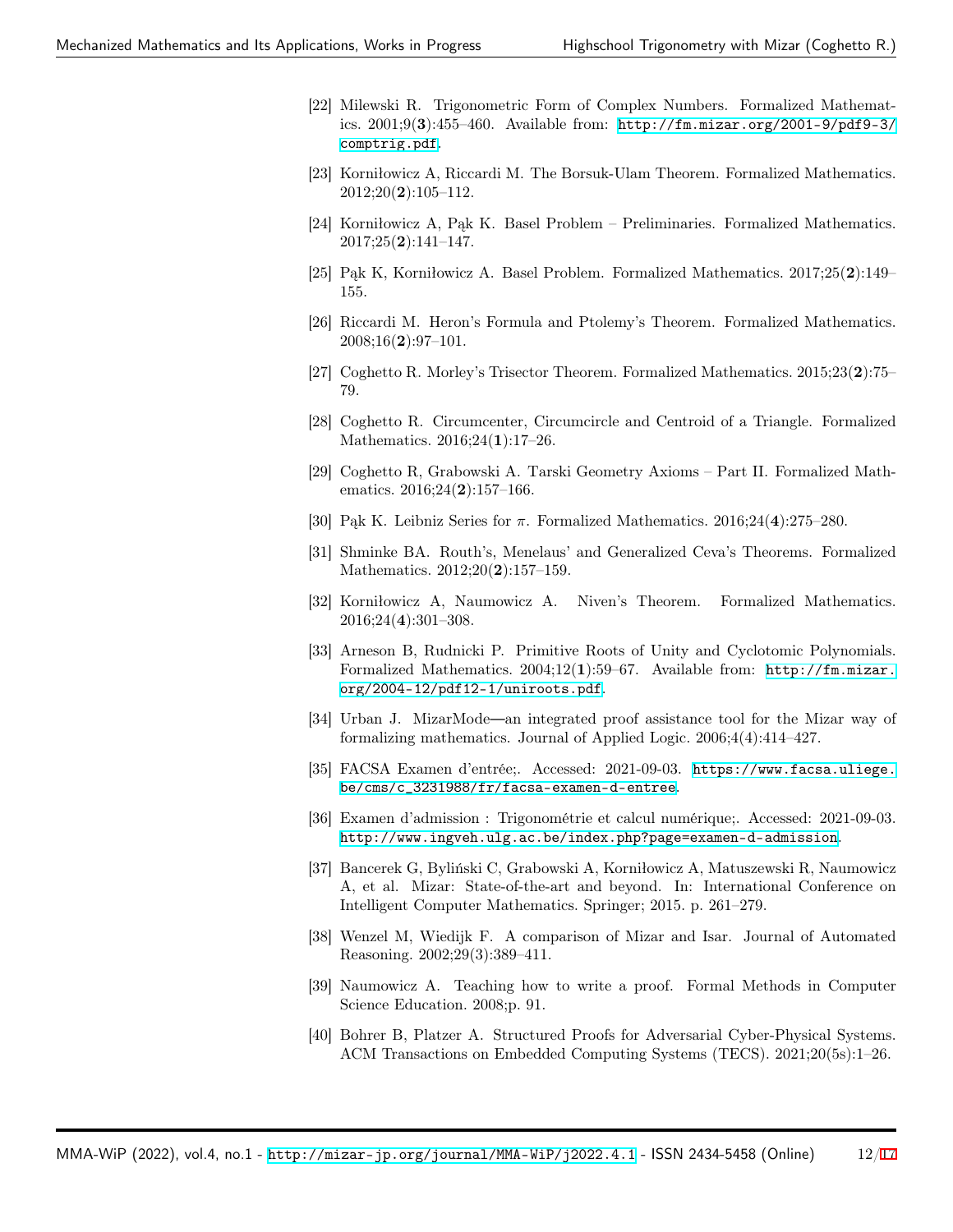[22] Milewski R. Trigonometric Form of Complex Numbers. Formalized Mathematics. 2001;9(**3**):455–460. Available from: http://fm.mizar.org/2001-9/pdf9-3/comptrig.pdf.

[23] Korniłowicz A, Riccardi M. The Borsuk-Ulam Theorem. Formalized Mathematics. 2012;20(**2**):105–112.

[24] Korniłowicz A, Pąk K. Basel Problem – Preliminaries. Formalized Mathematics. 2017;25(**2**):141–147.

[25] Pąk K, Korniłowicz A. Basel Problem. Formalized Mathematics. 2017;25(**2**):149–155.

[26] Riccardi M. Heron's Formula and Ptolemy's Theorem. Formalized Mathematics. 2008;16(**2**):97–101.

[27] Coghetto R. Morley's Trisector Theorem. Formalized Mathematics. 2015;23(**2**):75–79.

[28] Coghetto R. Circumcenter, Circumcircle and Centroid of a Triangle. Formalized Mathematics. 2016;24(**1**):17–26.

[29] Coghetto R, Grabowski A. Tarski Geometry Axioms – Part II. Formalized Mathematics. 2016;24(**2**):157–166.

[30] Pąk K. Leibniz Series for $\pi$. Formalized Mathematics. 2016;24(**4**):275–280.

[31] Shminke BA. Routh's, Menelaus' and Generalized Ceva's Theorems. Formalized Mathematics. 2012;20(**2**):157–159.

[32] Korniłowicz A, Naumowicz A. Niven's Theorem. Formalized Mathematics. 2016;24(**4**):301–308.

[33] Arneson B, Rudnicki P. Primitive Roots of Unity and Cyclotomic Polynomials. Formalized Mathematics. 2004;12(**1**):59–67. Available from: http://fm.mizar.org/2004-12/pdf12-1/uniroots.pdf.

[34] Urban J. MizarMode—an integrated proof assistance tool for the Mizar way of formalizing mathematics. Journal of Applied Logic. 2006;4(4):414–427.

[35] FACSA Examen d'entrée;. Accessed: 2021-09-03. https://www.facsa.uliege.be/cms/c_3231988/fr/facsa-examen-d-entree.

[36] Examen d'admission : Trigonométrie et calcul numérique;. Accessed: 2021-09-03. http://www.ingveh.ulg.ac.be/index.php?page=examen-d-admission.

[37] Bancerek G, Byliński C, Grabowski A, Korniłowicz A, Matuszewski R, Naumowicz A, et al. Mizar: State-of-the-art and beyond. In: International Conference on Intelligent Computer Mathematics. Springer; 2015. p. 261–279.

[38] Wenzel M, Wiedijk F. A comparison of Mizar and Isar. Journal of Automated Reasoning. 2002;29(3):389–411.

[39] Naumowicz A. Teaching how to write a proof. Formal Methods in Computer Science Education. 2008;p. 91.

[40] Bohrer B, Platzer A. Structured Proofs for Adversarial Cyber-Physical Systems. ACM Transactions on Embedded Computing Systems (TECS). 2021;20(5s):1–26.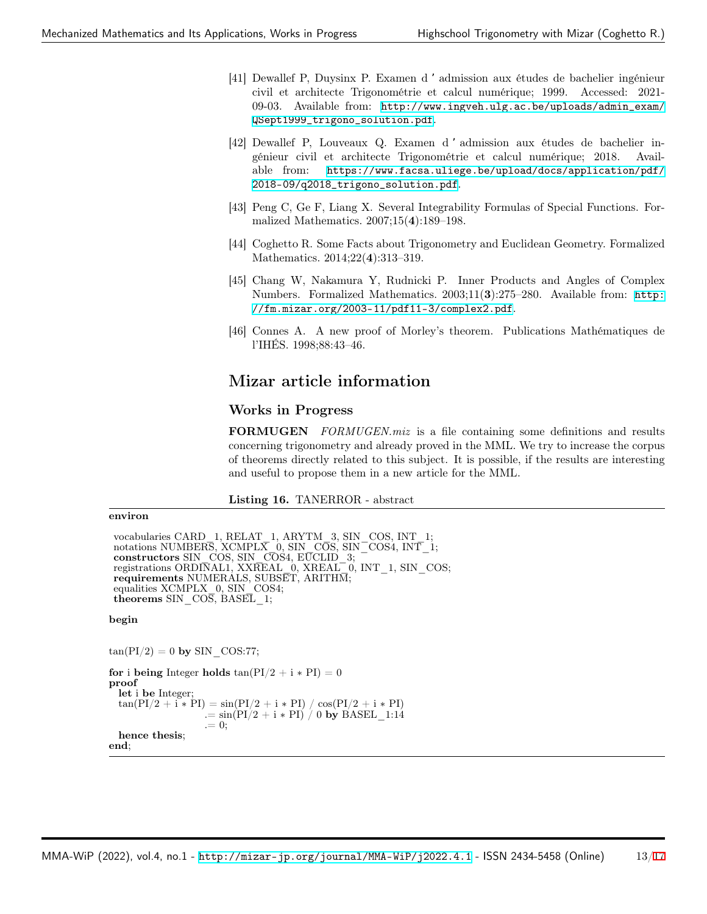[41] Dewallef P, Duysinx P. Examen d ' admission aux études de bachelier ingénieur civil et architecte Trigonométrie et calcul numérique; 1999. Accessed: 2021-09-03. Available from: http://www.ingveh.ulg.ac.be/uploads/admin_exam/QSept1999_trigono_solution.pdf.

[42] Dewallef P, Louveaux Q. Examen d ' admission aux études de bachelier ingénieur civil et architecte Trigonométrie et calcul numérique; 2018. Available from: https://www.facsa.uliege.be/upload/docs/application/pdf/2018-09/q2018_trigono_solution.pdf.

[43] Peng C, Ge F, Liang X. Several Integrability Formulas of Special Functions. Formalized Mathematics. 2007;15(**4**):189–198.

[44] Coghetto R. Some Facts about Trigonometry and Euclidean Geometry. Formalized Mathematics. 2014;22(**4**):313–319.

[45] Chang W, Nakamura Y, Rudnicki P. Inner Products and Angles of Complex Numbers. Formalized Mathematics. 2003;11(**3**):275–280. Available from: http://fm.mizar.org/2003-11/pdf11-3/complex2.pdf.

[46] Connes A. A new proof of Morley's theorem. Publications Mathématiques de l'IHÉS. 1998;88:43–46.

# Mizar article information

## Works in Progress

**FORMUGEN** *FORMUGEN.miz* is a file containing some definitions and results concerning trigonometry and already proved in the MML. We try to increase the corpus of theorems directly related to this subject. It is possible, if the results are interesting and useful to propose them in a new article for the MML.

**Listing 16.** TANERROR - abstract

```
environ

 vocabularies CARD_1, RELAT_1, ARYTM_3, SIN_COS, INT_1;
 notations NUMBERS, XCMPLX_0, SIN_COS, SIN_COS4, INT_1;
 constructors SIN_COS, SIN_COS4, EUCLID_3;
 registrations ORDINAL1, XXREAL_0, XREAL_0, INT_1, SIN_COS;
 requirements NUMERALS, SUBSET, ARITHM;
 equalities XCMPLX_0, SIN_COS4;
 theorems SIN_COS, BASEL_1;

begin


tan(PI/2) = 0 by SIN_COS:77;

for i being Integer holds tan(PI/2 + i * PI) = 0
proof
  let i be Integer;
  tan(PI/2 + i * PI) = sin(PI/2 + i * PI) / cos(PI/2 + i * PI)
                     .= sin(PI/2 + i * PI) / 0 by BASEL_1:14
                     .= 0;
  hence thesis;
end;
```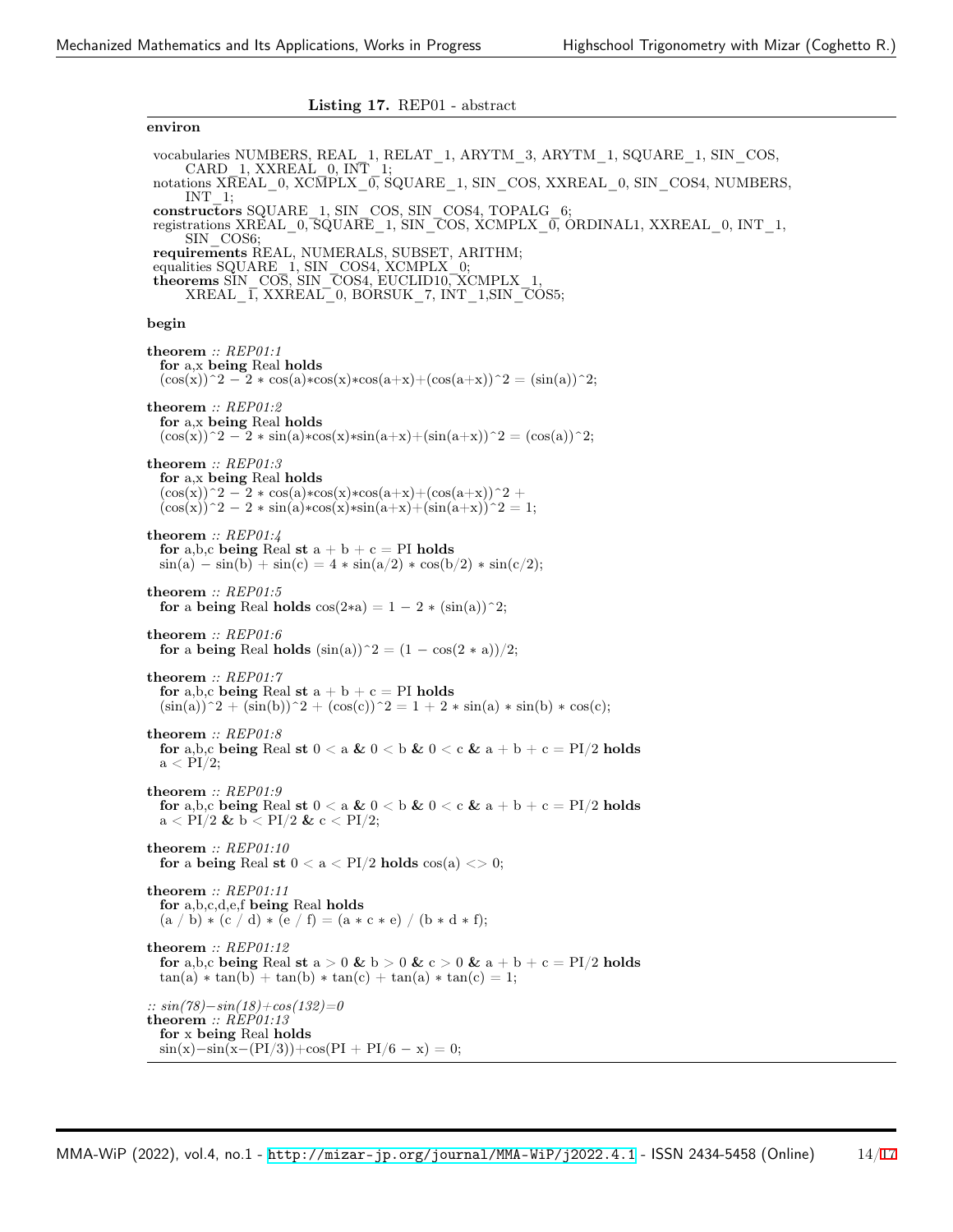**Listing 17.** REP01 - abstract

```
environ

 vocabularies NUMBERS, REAL_1, RELAT_1, ARYTM_3, ARYTM_1, SQUARE_1, SIN_COS,
      CARD_1, XXREAL_0, INT_1;
 notations XREAL_0, XCMPLX_0, SQUARE_1, SIN_COS, XXREAL_0, SIN_COS4, NUMBERS,
      INT_1;
 constructors SQUARE_1, SIN_COS, SIN_COS4, TOPALG_6;
 registrations XREAL_0, SQUARE_1, SIN_COS, XCMPLX_0, ORDINAL1, XXREAL_0, INT_1,
      SIN_COS6;
 requirements REAL, NUMERALS, SUBSET, ARITHM;
 equalities SQUARE_1, SIN_COS4, XCMPLX_0;
 theorems SIN_COS, SIN_COS4, EUCLID10, XCMPLX_1,
      XREAL_1, XXREAL_0, BORSUK_7, INT_1,SIN_COS5;

begin

theorem :: REP01:1
  for a,x being Real holds
  (cos(x))^2 - 2 * cos(a)*cos(x)*cos(a+x)+(cos(a+x))^2 = (sin(a))^2;

theorem :: REP01:2
  for a,x being Real holds
  (cos(x))^2 - 2 * sin(a)*cos(x)*sin(a+x)+(sin(a+x))^2 = (cos(a))^2;

theorem :: REP01:3
  for a,x being Real holds
  (cos(x))^2 - 2 * cos(a)*cos(x)*cos(a+x)+(cos(a+x))^2 +
  (cos(x))^2 - 2 * sin(a)*cos(x)*sin(a+x)+(sin(a+x))^2 = 1;

theorem :: REP01:4
  for a,b,c being Real st a + b + c = PI holds
  sin(a) - sin(b) + sin(c) = 4 * sin(a/2) * cos(b/2) * sin(c/2);

theorem :: REP01:5
  for a being Real holds cos(2*a) = 1 - 2 * (sin(a))^2;

theorem :: REP01:6
  for a being Real holds (sin(a))^2 = (1 - cos(2 * a))/2;

theorem :: REP01:7
  for a,b,c being Real st a + b + c = PI holds
  (sin(a))^2 + (sin(b))^2 + (cos(c))^2 = 1 + 2 * sin(a) * sin(b) * cos(c);

theorem :: REP01:8
  for a,b,c being Real st 0 < a & 0 < b & 0 < c & a + b + c = PI/2 holds
  a < PI/2;

theorem :: REP01:9
  for a,b,c being Real st 0 < a & 0 < b & 0 < c & a + b + c = PI/2 holds
  a < PI/2 & b < PI/2 & c < PI/2;

theorem :: REP01:10
  for a being Real st 0 < a < PI/2 holds cos(a) <> 0;

theorem :: REP01:11
  for a,b,c,d,e,f being Real holds
  (a / b) * (c / d) * (e / f) = (a * c * e) / (b * d * f);

theorem :: REP01:12
  for a,b,c being Real st a > 0 & b > 0 & c > 0 & a + b + c = PI/2 holds
  tan(a) * tan(b) + tan(b) * tan(c) + tan(a) * tan(c) = 1;

:: sin(78)-sin(18)+cos(132)=0
theorem :: REP01:13
  for x being Real holds
  sin(x)-sin(x-(PI/3))+cos(PI + PI/6 - x) = 0;
```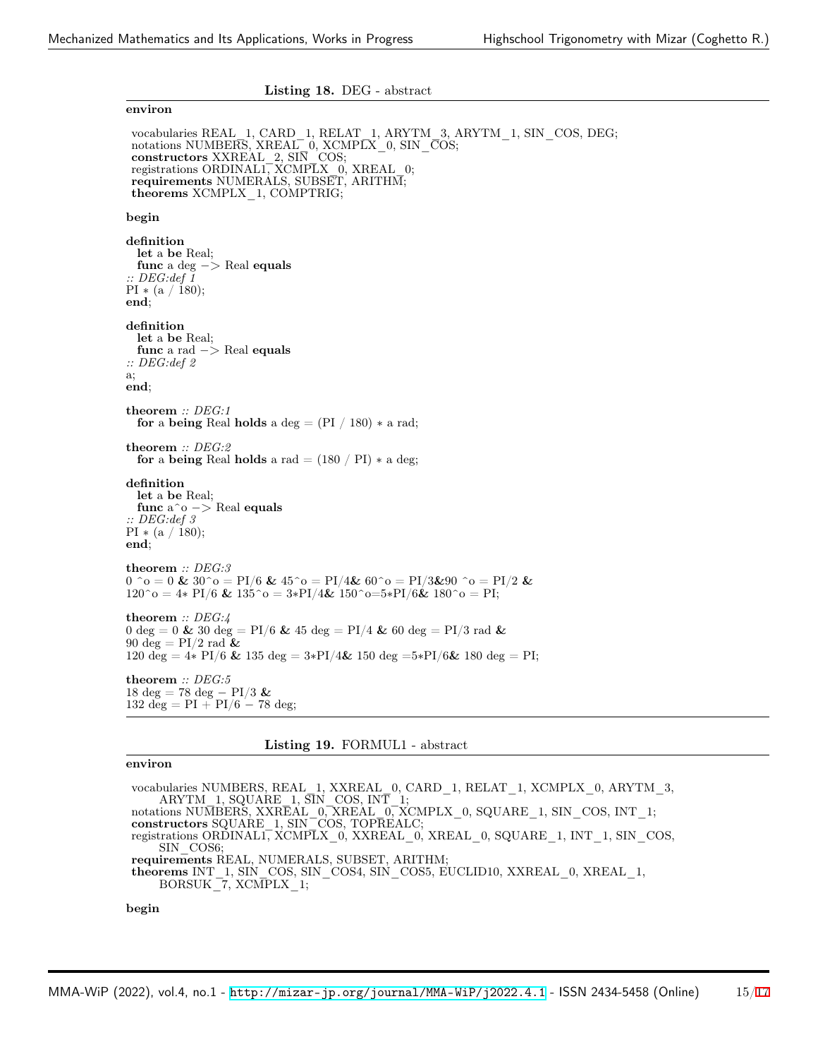**Listing 18.** DEG - abstract

```
environ

 vocabularies REAL_1, CARD_1, RELAT_1, ARYTM_3, ARYTM_1, SIN_COS, DEG;
 notations NUMBERS, XREAL_0, XCMPLX_0, SIN_COS;
 constructors XXREAL_2, SIN_COS;
 registrations ORDINAL1, XCMPLX_0, XREAL_0;
 requirements NUMERALS, SUBSET, ARITHM;
 theorems XCMPLX_1, COMPTRIG;

begin

definition
  let a be Real;
  func a deg -> Real equals
:: DEG:def 1
PI * (a / 180);
end;

definition
  let a be Real;
  func a rad -> Real equals
:: DEG:def 2
a;
end;

theorem :: DEG:1
  for a being Real holds a deg = (PI / 180) * a rad;

theorem :: DEG:2
  for a being Real holds a rad = (180 / PI) * a deg;

definition
  let a be Real;
  func a^o -> Real equals
:: DEG:def 3
PI * (a / 180);
end;

theorem :: DEG:3
0 ^o = 0 & 30^o = PI/6 & 45^o = PI/4& 60^o = PI/3&90 ^o = PI/2 &
120^o = 4* PI/6 & 135^o = 3*PI/4& 150^o=5*PI/6& 180^o = PI;

theorem :: DEG:4
0 deg = 0 & 30 deg = PI/6 & 45 deg = PI/4 & 60 deg = PI/3 rad &
90 deg = PI/2 rad &
120 deg = 4* PI/6 & 135 deg = 3*PI/4& 150 deg =5*PI/6& 180 deg = PI;

theorem :: DEG:5
18 deg = 78 deg - PI/3 &
132 deg = PI + PI/6 - 78 deg;
```

**Listing 19.** FORMUL1 - abstract

```
environ

 vocabularies NUMBERS, REAL_1, XXREAL_0, CARD_1, RELAT_1, XCMPLX_0, ARYTM_3,
      ARYTM_1, SQUARE_1, SIN_COS, INT_1;
 notations NUMBERS, XXREAL_0, XREAL_0, XCMPLX_0, SQUARE_1, SIN_COS, INT_1;
 constructors SQUARE_1, SIN_COS, TOPREALC;
 registrations ORDINAL1, XCMPLX_0, XXREAL_0, XREAL_0, SQUARE_1, INT_1, SIN_COS,
      SIN_COS6;
 requirements REAL, NUMERALS, SUBSET, ARITHM;
 theorems INT_1, SIN_COS, SIN_COS4, SIN_COS5, EUCLID10, XXREAL_0, XREAL_1,
      BORSUK_7, XCMPLX_1;

begin
```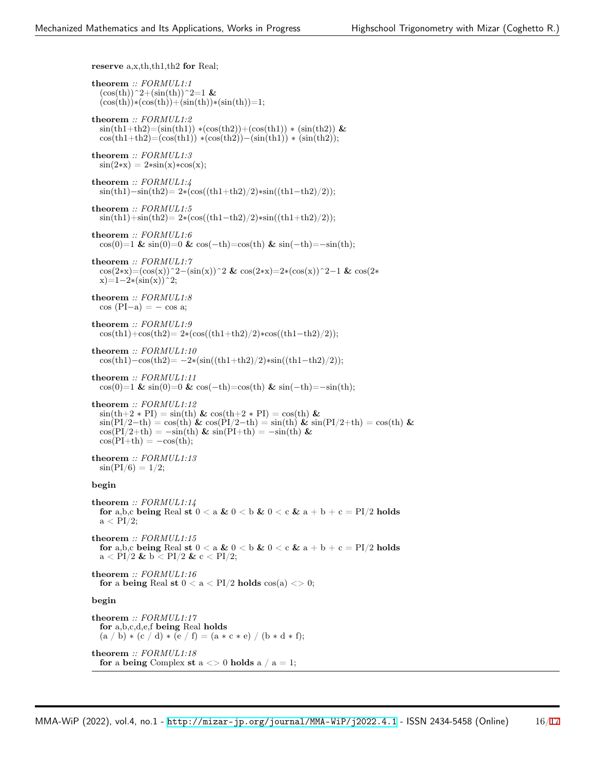```
reserve a,x,th,th1,th2 for Real;

theorem :: FORMUL1:1
  (cos(th))^2+(sin(th))^2=1 &
  (cos(th))*(cos(th))+(sin(th))*(sin(th))=1;

theorem :: FORMUL1:2
  sin(th1+th2)=(sin(th1)) *(cos(th2))+(cos(th1)) * (sin(th2)) &
  cos(th1+th2)=(cos(th1)) *(cos(th2))−(sin(th1)) * (sin(th2));

theorem :: FORMUL1:3
  sin(2*x) = 2*sin(x)*cos(x);

theorem :: FORMUL1:4
  sin(th1)−sin(th2)= 2*(cos((th1+th2)/2)*sin((th1−th2)/2));

theorem :: FORMUL1:5
  sin(th1)+sin(th2)= 2*(cos((th1−th2)/2)*sin((th1+th2)/2));

theorem :: FORMUL1:6
  cos(0)=1 & sin(0)=0 & cos(−th)=cos(th) & sin(−th)=−sin(th);

theorem :: FORMUL1:7
  cos(2*x)=(cos(x))^2−(sin(x))^2 & cos(2*x)=2*(cos(x))^2−1 & cos(2*
  x)=1−2*(sin(x))^2;

theorem :: FORMUL1:8
  cos (PI−a) = − cos a;

theorem :: FORMUL1:9
  cos(th1)+cos(th2)= 2*(cos((th1+th2)/2)*cos((th1−th2)/2));

theorem :: FORMUL1:10
  cos(th1)−cos(th2)= −2*(sin((th1+th2)/2)*sin((th1−th2)/2));

theorem :: FORMUL1:11
  cos(0)=1 & sin(0)=0 & cos(−th)=cos(th) & sin(−th)=−sin(th);

theorem :: FORMUL1:12
  sin(th+2 * PI) = sin(th) & cos(th+2 * PI) = cos(th) &
  sin(PI/2−th) = cos(th) & cos(PI/2−th) = sin(th) & sin(PI/2+th) = cos(th) &
  cos(PI/2+th) = −sin(th) & sin(PI+th) = −sin(th) &
  cos(PI+th) = −cos(th);

theorem :: FORMUL1:13
  sin(PI/6) = 1/2;

begin

theorem :: FORMUL1:14
  for a,b,c being Real st 0 < a & 0 < b & 0 < c & a + b + c = PI/2 holds
  a < PI/2;

theorem :: FORMUL1:15
  for a,b,c being Real st 0 < a & 0 < b & 0 < c & a + b + c = PI/2 holds
  a < PI/2 & b < PI/2 & c < PI/2;

theorem :: FORMUL1:16
  for a being Real st 0 < a < PI/2 holds cos(a) <> 0;

begin

theorem :: FORMUL1:17
  for a,b,c,d,e,f being Real holds
  (a / b) * (c / d) * (e / f) = (a * c * e) / (b * d * f);

theorem :: FORMUL1:18
  for a being Complex st a <> 0 holds a / a = 1;
```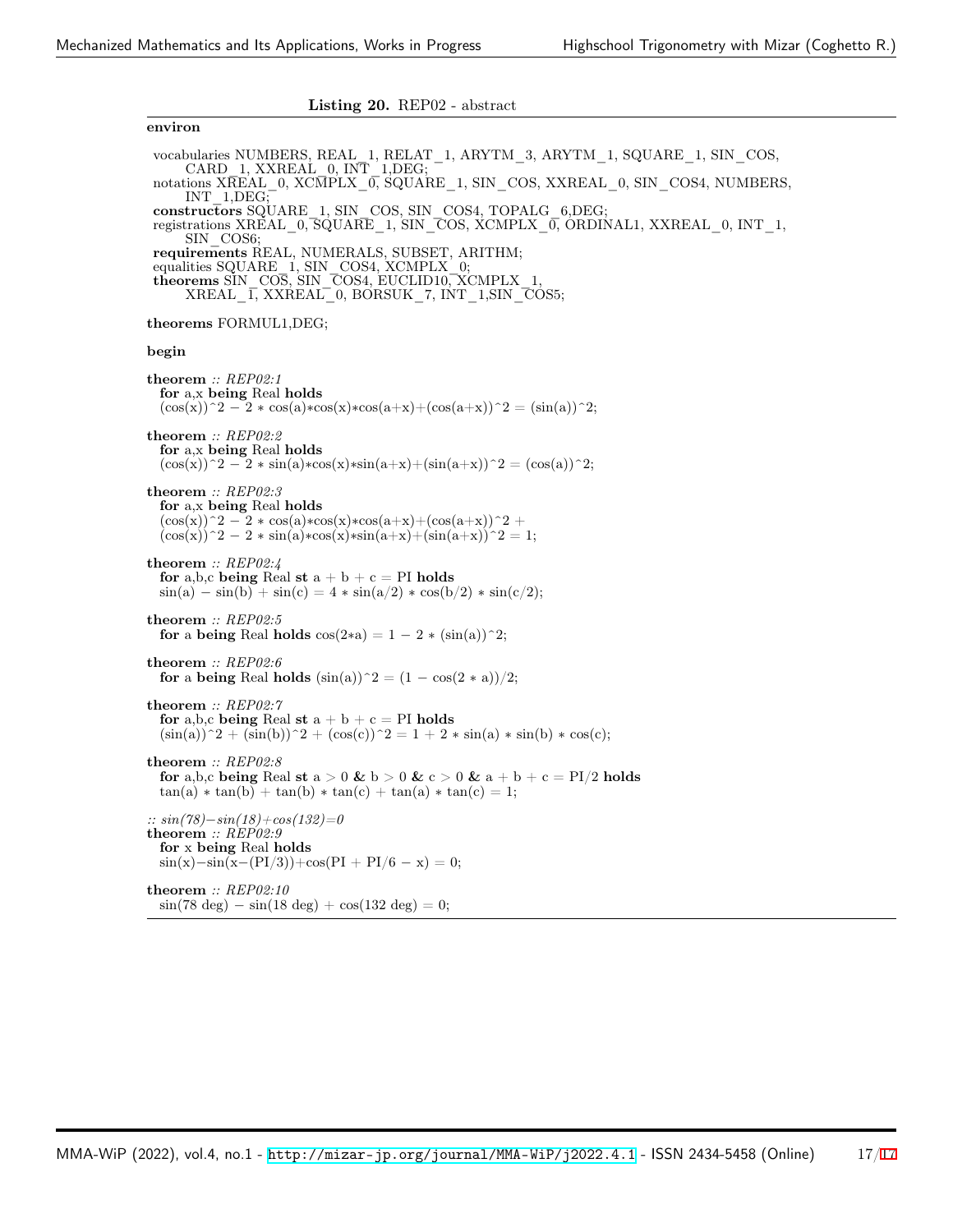**Listing 20.** REP02 - abstract

```
environ

 vocabularies NUMBERS, REAL_1, RELAT_1, ARYTM_3, ARYTM_1, SQUARE_1, SIN_COS,
      CARD_1, XXREAL_0, INT_1,DEG;
 notations XREAL_0, XCMPLX_0, SQUARE_1, SIN_COS, XXREAL_0, SIN_COS4, NUMBERS,
      INT_1,DEG;
 constructors SQUARE_1, SIN_COS, SIN_COS4, TOPALG_6,DEG;
 registrations XREAL_0, SQUARE_1, SIN_COS, XCMPLX_0, ORDINAL1, XXREAL_0, INT_1,
      SIN_COS6;
 requirements REAL, NUMERALS, SUBSET, ARITHM;
 equalities SQUARE_1, SIN_COS4, XCMPLX_0;
 theorems SIN_COS, SIN_COS4, EUCLID10, XCMPLX_1,
      XREAL_1, XXREAL_0, BORSUK_7, INT_1,SIN_COS5;

theorems FORMUL1,DEG;

begin

theorem :: REP02:1
  for a,x being Real holds
  (cos(x))^2 - 2 * cos(a)*cos(x)*cos(a+x)+(cos(a+x))^2 = (sin(a))^2;

theorem :: REP02:2
  for a,x being Real holds
  (cos(x))^2 - 2 * sin(a)*cos(x)*sin(a+x)+(sin(a+x))^2 = (cos(a))^2;

theorem :: REP02:3
  for a,x being Real holds
  (cos(x))^2 - 2 * cos(a)*cos(x)*cos(a+x)+(cos(a+x))^2 +
  (cos(x))^2 - 2 * sin(a)*cos(x)*sin(a+x)+(sin(a+x))^2 = 1;

theorem :: REP02:4
  for a,b,c being Real st a + b + c = PI holds
  sin(a) - sin(b) + sin(c) = 4 * sin(a/2) * cos(b/2) * sin(c/2);

theorem :: REP02:5
  for a being Real holds cos(2*a) = 1 - 2 * (sin(a))^2;

theorem :: REP02:6
  for a being Real holds (sin(a))^2 = (1 - cos(2 * a))/2;

theorem :: REP02:7
  for a,b,c being Real st a + b + c = PI holds
  (sin(a))^2 + (sin(b))^2 + (cos(c))^2 = 1 + 2 * sin(a) * sin(b) * cos(c);

theorem :: REP02:8
  for a,b,c being Real st a > 0 & b > 0 & c > 0 & a + b + c = PI/2 holds
  tan(a) * tan(b) + tan(b) * tan(c) + tan(a) * tan(c) = 1;

:: sin(78)-sin(18)+cos(132)=0
theorem :: REP02:9
  for x being Real holds
  sin(x)-sin(x-(PI/3))+cos(PI + PI/6 - x) = 0;

theorem :: REP02:10
  sin(78 deg) - sin(18 deg) + cos(132 deg) = 0;
```